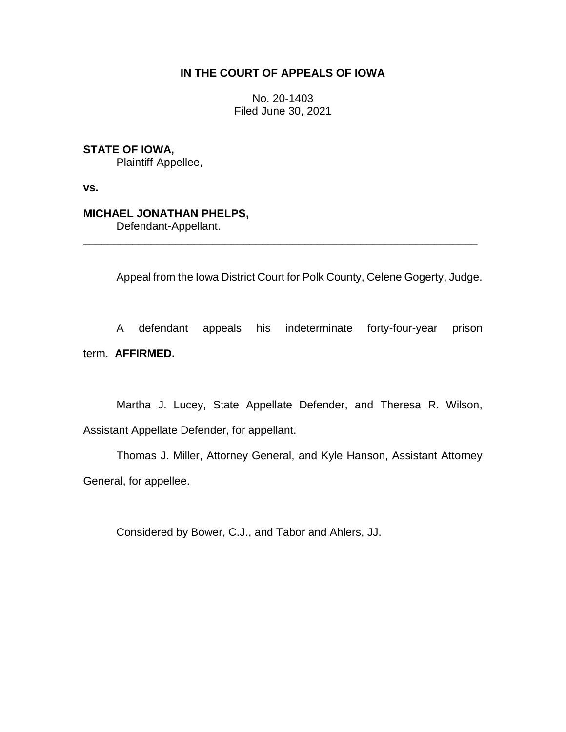**IN THE COURT OF APPEALS OF IOWA**

No. 20-1403
Filed June 30, 2021

**STATE OF IOWA,**
Plaintiff-Appellee,

**vs.**

**MICHAEL JONATHAN PHELPS,**
Defendant-Appellant.

---

Appeal from the Iowa District Court for Polk County, Celene Gogerty, Judge.

A defendant appeals his indeterminate forty-four-year prison term. **AFFIRMED.**

Martha J. Lucey, State Appellate Defender, and Theresa R. Wilson, Assistant Appellate Defender, for appellant.

Thomas J. Miller, Attorney General, and Kyle Hanson, Assistant Attorney General, for appellee.

Considered by Bower, C.J., and Tabor and Ahlers, JJ.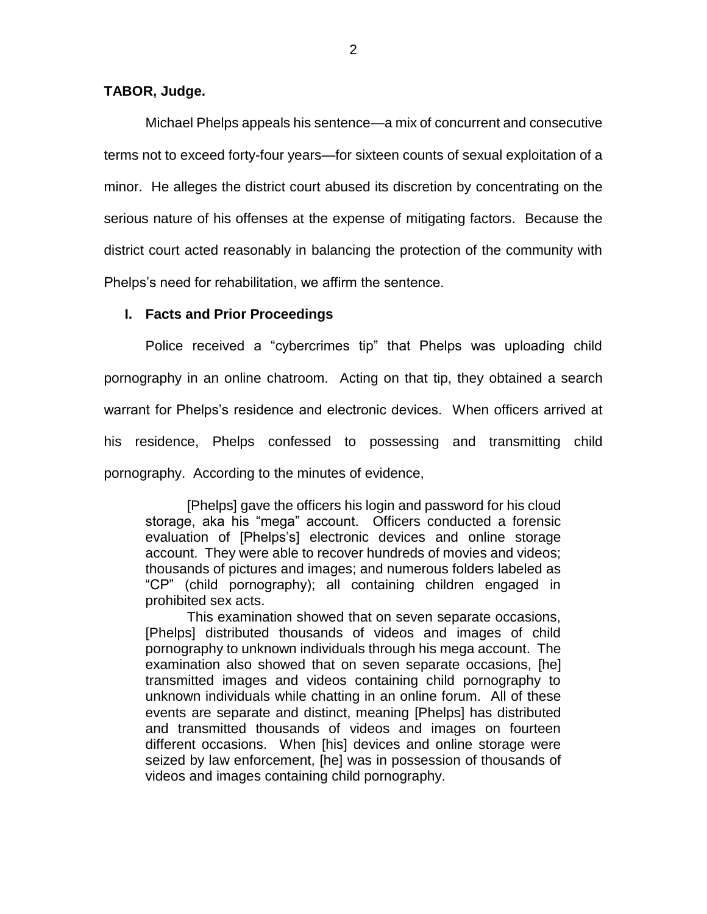**TABOR, Judge.**

Michael Phelps appeals his sentence—a mix of concurrent and consecutive terms not to exceed forty-four years—for sixteen counts of sexual exploitation of a minor. He alleges the district court abused its discretion by concentrating on the serious nature of his offenses at the expense of mitigating factors. Because the district court acted reasonably in balancing the protection of the community with Phelps's need for rehabilitation, we affirm the sentence.

## I. Facts and Prior Proceedings

Police received a "cybercrimes tip" that Phelps was uploading child pornography in an online chatroom. Acting on that tip, they obtained a search warrant for Phelps's residence and electronic devices. When officers arrived at his residence, Phelps confessed to possessing and transmitting child pornography. According to the minutes of evidence,

> [Phelps] gave the officers his login and password for his cloud storage, aka his "mega" account. Officers conducted a forensic evaluation of [Phelps's] electronic devices and online storage account. They were able to recover hundreds of movies and videos; thousands of pictures and images; and numerous folders labeled as "CP" (child pornography); all containing children engaged in prohibited sex acts.
>
> This examination showed that on seven separate occasions, [Phelps] distributed thousands of videos and images of child pornography to unknown individuals through his mega account. The examination also showed that on seven separate occasions, [he] transmitted images and videos containing child pornography to unknown individuals while chatting in an online forum. All of these events are separate and distinct, meaning [Phelps] has distributed and transmitted thousands of videos and images on fourteen different occasions. When [his] devices and online storage were seized by law enforcement, [he] was in possession of thousands of videos and images containing child pornography.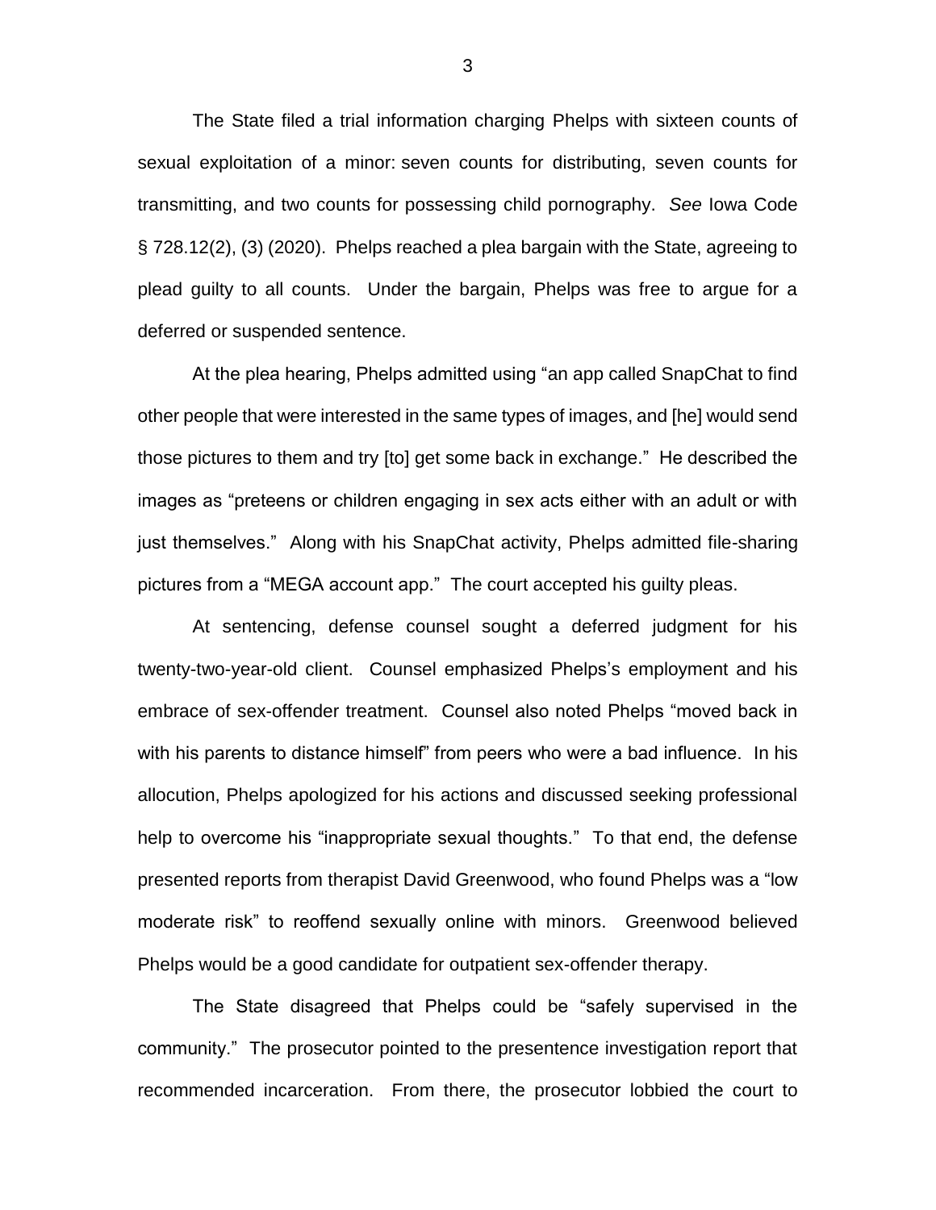The State filed a trial information charging Phelps with sixteen counts of sexual exploitation of a minor: seven counts for distributing, seven counts for transmitting, and two counts for possessing child pornography. *See* Iowa Code § 728.12(2), (3) (2020). Phelps reached a plea bargain with the State, agreeing to plead guilty to all counts. Under the bargain, Phelps was free to argue for a deferred or suspended sentence.

At the plea hearing, Phelps admitted using "an app called SnapChat to find other people that were interested in the same types of images, and [he] would send those pictures to them and try [to] get some back in exchange." He described the images as "preteens or children engaging in sex acts either with an adult or with just themselves." Along with his SnapChat activity, Phelps admitted file-sharing pictures from a "MEGA account app." The court accepted his guilty pleas.

At sentencing, defense counsel sought a deferred judgment for his twenty-two-year-old client. Counsel emphasized Phelps's employment and his embrace of sex-offender treatment. Counsel also noted Phelps "moved back in with his parents to distance himself" from peers who were a bad influence. In his allocution, Phelps apologized for his actions and discussed seeking professional help to overcome his "inappropriate sexual thoughts." To that end, the defense presented reports from therapist David Greenwood, who found Phelps was a "low moderate risk" to reoffend sexually online with minors. Greenwood believed Phelps would be a good candidate for outpatient sex-offender therapy.

The State disagreed that Phelps could be "safely supervised in the community." The prosecutor pointed to the presentence investigation report that recommended incarceration. From there, the prosecutor lobbied the court to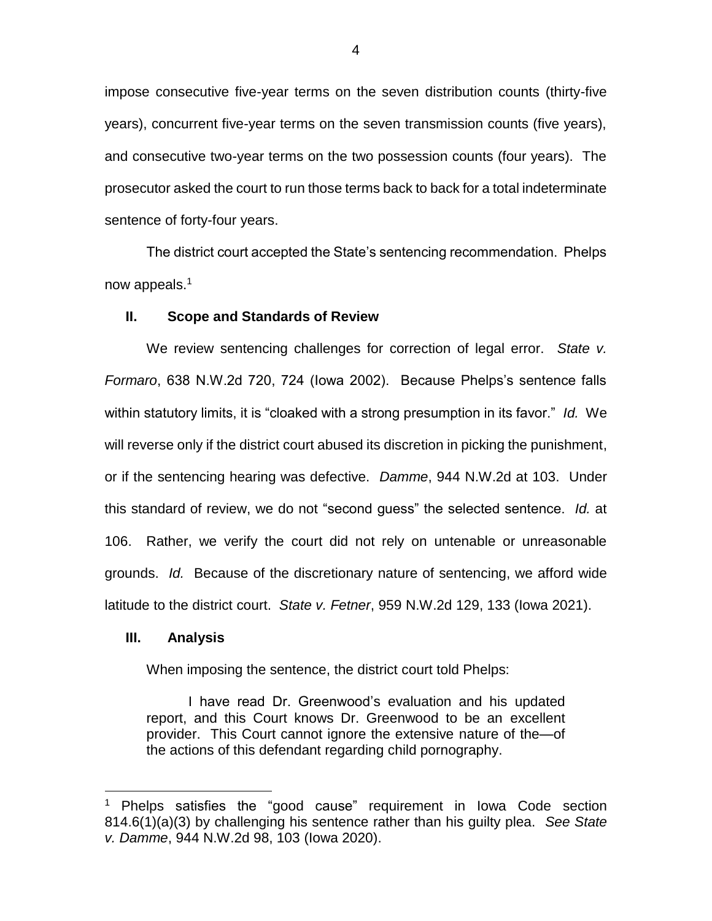impose consecutive five-year terms on the seven distribution counts (thirty-five years), concurrent five-year terms on the seven transmission counts (five years), and consecutive two-year terms on the two possession counts (four years). The prosecutor asked the court to run those terms back to back for a total indeterminate sentence of forty-four years.

The district court accepted the State's sentencing recommendation. Phelps now appeals.[1]

## II. Scope and Standards of Review

We review sentencing challenges for correction of legal error. *State v. Formaro*, 638 N.W.2d 720, 724 (Iowa 2002). Because Phelps's sentence falls within statutory limits, it is "cloaked with a strong presumption in its favor." *Id.* We will reverse only if the district court abused its discretion in picking the punishment, or if the sentencing hearing was defective. *Damme*, 944 N.W.2d at 103. Under this standard of review, we do not "second guess" the selected sentence. *Id.* at 106. Rather, we verify the court did not rely on untenable or unreasonable grounds. *Id.* Because of the discretionary nature of sentencing, we afford wide latitude to the district court. *State v. Fetner*, 959 N.W.2d 129, 133 (Iowa 2021).

## III. Analysis

When imposing the sentence, the district court told Phelps:

> I have read Dr. Greenwood's evaluation and his updated report, and this Court knows Dr. Greenwood to be an excellent provider. This Court cannot ignore the extensive nature of the—of the actions of this defendant regarding child pornography.

---

[1] Phelps satisfies the "good cause" requirement in Iowa Code section 814.6(1)(a)(3) by challenging his sentence rather than his guilty plea. *See State v. Damme*, 944 N.W.2d 98, 103 (Iowa 2020).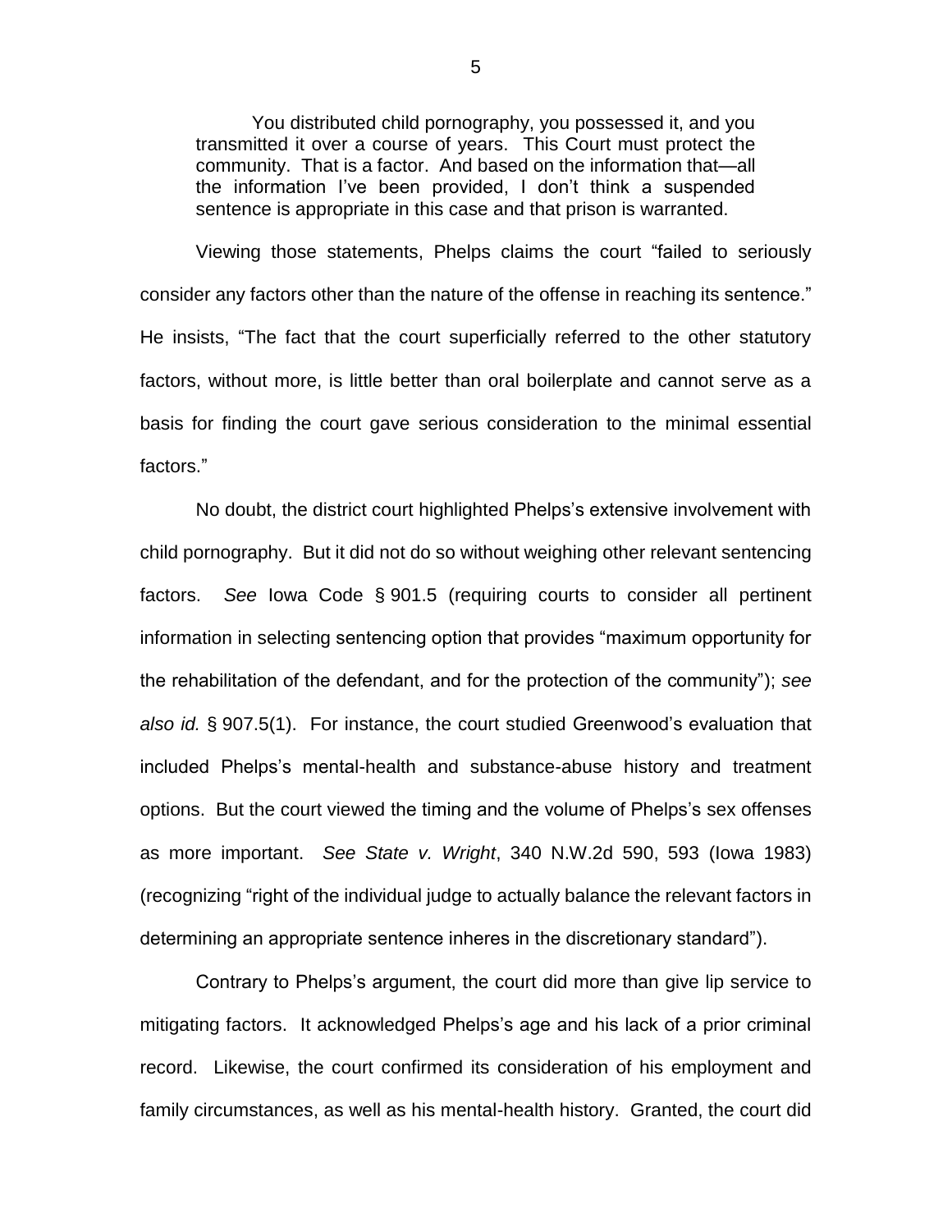> You distributed child pornography, you possessed it, and you transmitted it over a course of years. This Court must protect the community. That is a factor. And based on the information that—all the information I've been provided, I don't think a suspended sentence is appropriate in this case and that prison is warranted.

Viewing those statements, Phelps claims the court "failed to seriously consider any factors other than the nature of the offense in reaching its sentence." He insists, "The fact that the court superficially referred to the other statutory factors, without more, is little better than oral boilerplate and cannot serve as a basis for finding the court gave serious consideration to the minimal essential factors."

No doubt, the district court highlighted Phelps's extensive involvement with child pornography. But it did not do so without weighing other relevant sentencing factors. *See* Iowa Code § 901.5 (requiring courts to consider all pertinent information in selecting sentencing option that provides "maximum opportunity for the rehabilitation of the defendant, and for the protection of the community"); *see also id.* § 907.5(1). For instance, the court studied Greenwood's evaluation that included Phelps's mental-health and substance-abuse history and treatment options. But the court viewed the timing and the volume of Phelps's sex offenses as more important. *See State v. Wright*, 340 N.W.2d 590, 593 (Iowa 1983) (recognizing "right of the individual judge to actually balance the relevant factors in determining an appropriate sentence inheres in the discretionary standard").

Contrary to Phelps's argument, the court did more than give lip service to mitigating factors. It acknowledged Phelps's age and his lack of a prior criminal record. Likewise, the court confirmed its consideration of his employment and family circumstances, as well as his mental-health history. Granted, the court did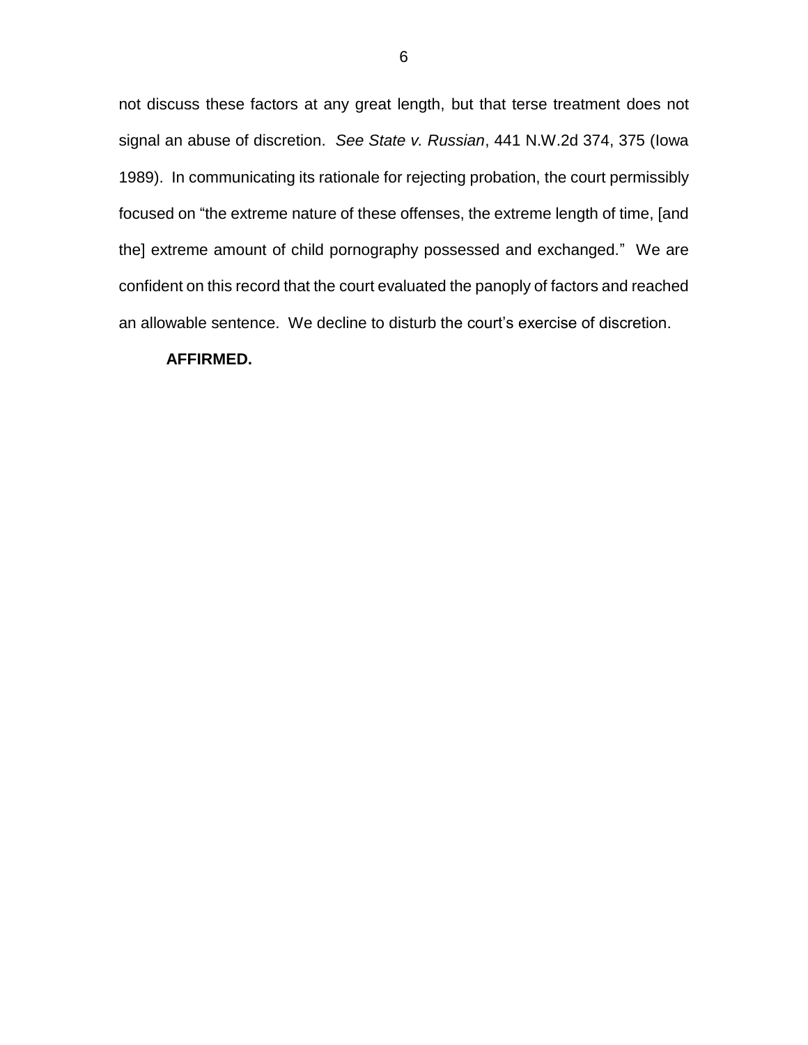not discuss these factors at any great length, but that terse treatment does not signal an abuse of discretion. *See State v. Russian*, 441 N.W.2d 374, 375 (Iowa 1989). In communicating its rationale for rejecting probation, the court permissibly focused on "the extreme nature of these offenses, the extreme length of time, [and the] extreme amount of child pornography possessed and exchanged." We are confident on this record that the court evaluated the panoply of factors and reached an allowable sentence. We decline to disturb the court's exercise of discretion.

**AFFIRMED.**